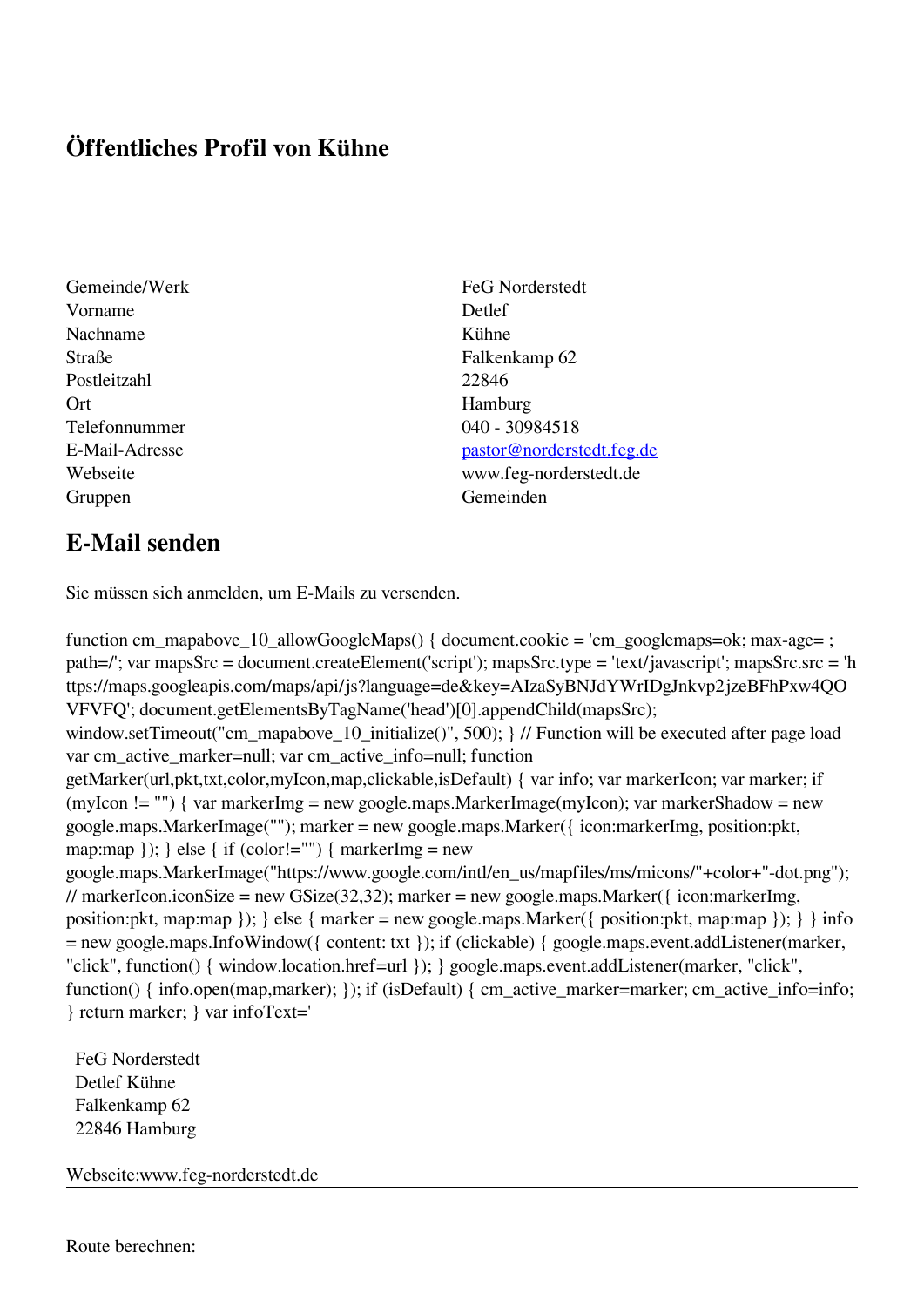# Öffentliches Profil von Kühne

| | |
|---|---|
| Gemeinde/Werk | FeG Norderstedt |
| Vorname | Detlef |
| Nachname | Kühne |
| Straße | Falkenkamp 62 |
| Postleitzahl | 22846 |
| Ort | Hamburg |
| Telefonnummer | 040 - 30984518 |
| E-Mail-Adresse | pastor@norderstedt.feg.de |
| Webseite | www.feg-norderstedt.de |
| Gruppen | Gemeinden |

## E-Mail senden

Sie müssen sich anmelden, um E-Mails zu versenden.

function cm_mapabove_10_allowGoogleMaps() { document.cookie = 'cm_googlemaps=ok; max-age= ; path=/'; var mapsSrc = document.createElement('script'); mapsSrc.type = 'text/javascript'; mapsSrc.src = 'https://maps.googleapis.com/maps/api/js?language=de&key=AIzaSyBNJdYWrIDgJnkvp2jzeBFhPxw4QOVFVFQ'; document.getElementsByTagName('head')[0].appendChild(mapsSrc); window.setTimeout("cm_mapabove_10_initialize()", 500); } // Function will be executed after page load var cm_active_marker=null; var cm_active_info=null; function getMarker(url,pkt,txt,color,myIcon,map,clickable,isDefault) { var info; var markerIcon; var marker; if (myIcon != "") { var markerImg = new google.maps.MarkerImage(myIcon); var markerShadow = new google.maps.MarkerImage(""); marker = new google.maps.Marker({ icon:markerImg, position:pkt, map:map }); } else { if (color!="") { markerImg = new google.maps.MarkerImage("https://www.google.com/intl/en_us/mapfiles/ms/micons/"+color+"-dot.png"); // markerIcon.iconSize = new GSize(32,32); marker = new google.maps.Marker({ icon:markerImg, position:pkt, map:map }); } else { marker = new google.maps.Marker({ position:pkt, map:map }); } } info = new google.maps.InfoWindow({ content: txt }); if (clickable) { google.maps.event.addListener(marker, "click", function() { window.location.href=url }); } google.maps.event.addListener(marker, "click", function() { info.open(map,marker); }); if (isDefault) { cm_active_marker=marker; cm_active_info=info; } return marker; } var infoText='

FeG Norderstedt
Detlef Kühne
Falkenkamp 62
22846 Hamburg

Webseite:www.feg-norderstedt.de

---

Route berechnen: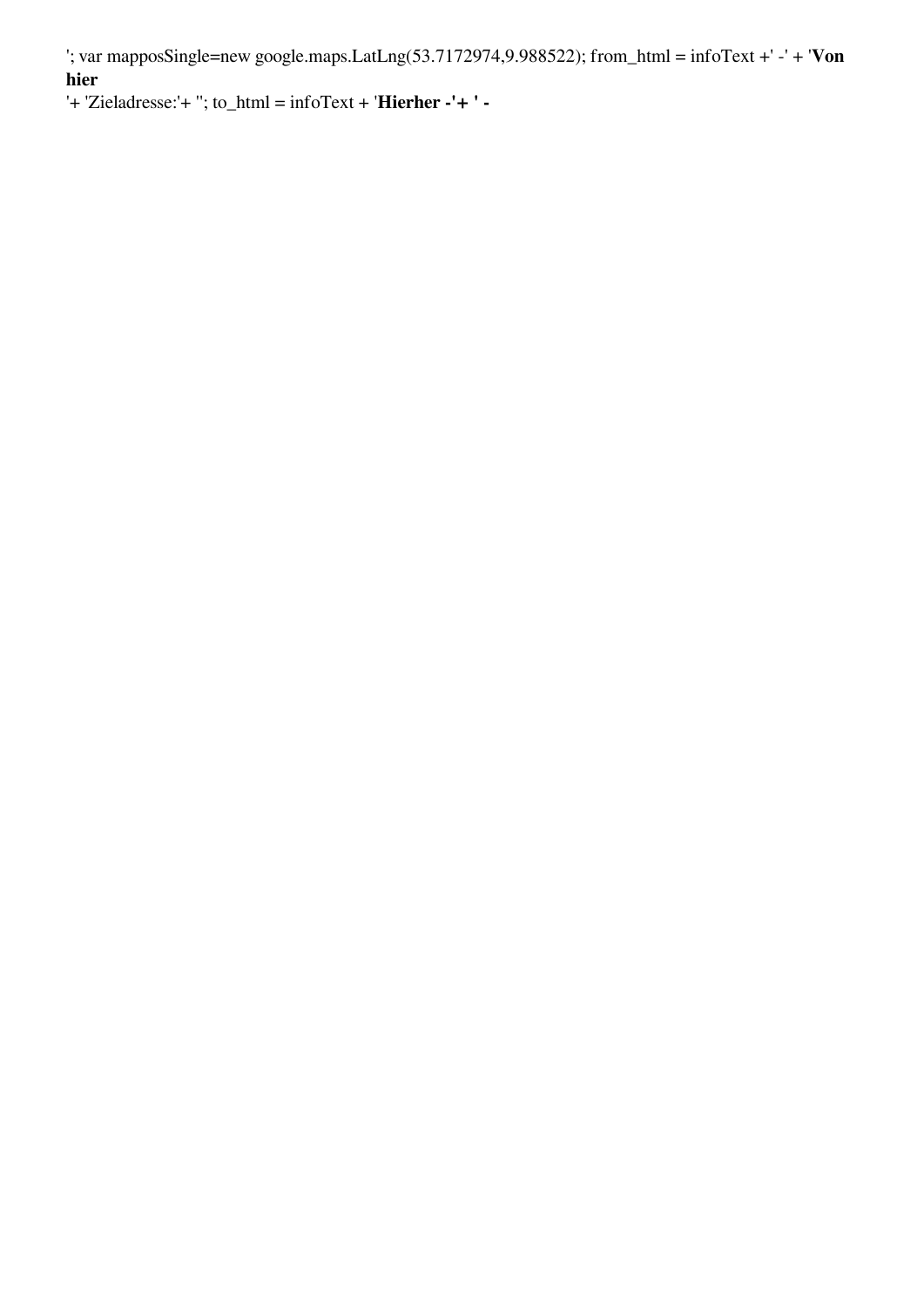'; var mapposSingle=new google.maps.LatLng(53.7172974,9.988522); from_html = infoText +' -' + '**Von hier**

'+ 'Zieladresse:'+ ''; to_html = infoText + '**Hierher -'+ ' -**